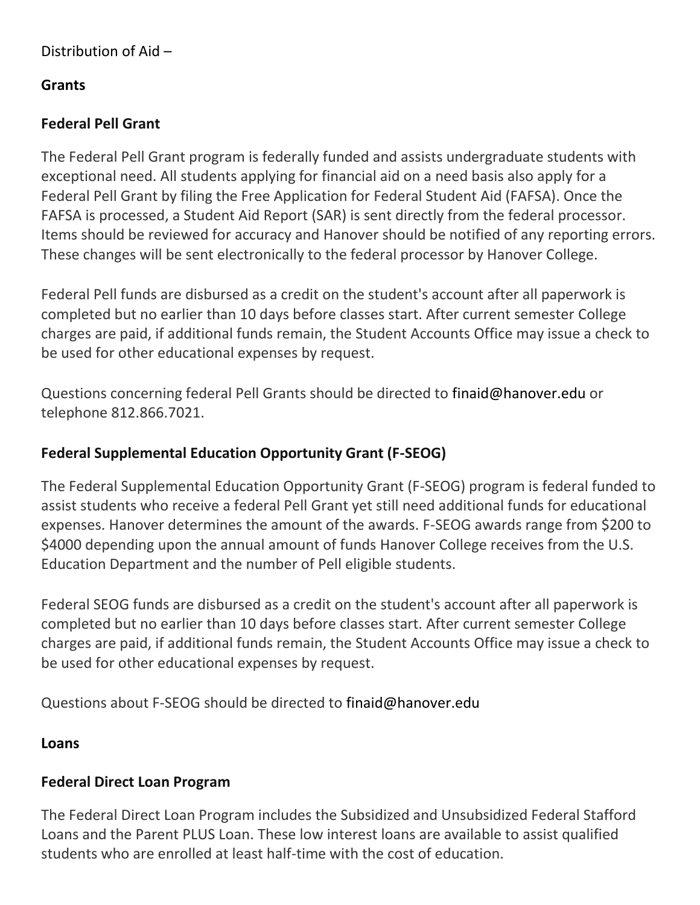Distribution of Aid –

## Grants

### Federal Pell Grant

The Federal Pell Grant program is federally funded and assists undergraduate students with exceptional need. All students applying for financial aid on a need basis also apply for a Federal Pell Grant by filing the Free Application for Federal Student Aid (FAFSA). Once the FAFSA is processed, a Student Aid Report (SAR) is sent directly from the federal processor. Items should be reviewed for accuracy and Hanover should be notified of any reporting errors. These changes will be sent electronically to the federal processor by Hanover College.

Federal Pell funds are disbursed as a credit on the student's account after all paperwork is completed but no earlier than 10 days before classes start. After current semester College charges are paid, if additional funds remain, the Student Accounts Office may issue a check to be used for other educational expenses by request.

Questions concerning federal Pell Grants should be directed to finaid@hanover.edu or telephone 812.866.7021.

### Federal Supplemental Education Opportunity Grant (F-SEOG)

The Federal Supplemental Education Opportunity Grant (F-SEOG) program is federal funded to assist students who receive a federal Pell Grant yet still need additional funds for educational expenses. Hanover determines the amount of the awards. F-SEOG awards range from $200 to $4000 depending upon the annual amount of funds Hanover College receives from the U.S. Education Department and the number of Pell eligible students.

Federal SEOG funds are disbursed as a credit on the student's account after all paperwork is completed but no earlier than 10 days before classes start. After current semester College charges are paid, if additional funds remain, the Student Accounts Office may issue a check to be used for other educational expenses by request.

Questions about F-SEOG should be directed to finaid@hanover.edu

## Loans

### Federal Direct Loan Program

The Federal Direct Loan Program includes the Subsidized and Unsubsidized Federal Stafford Loans and the Parent PLUS Loan. These low interest loans are available to assist qualified students who are enrolled at least half-time with the cost of education.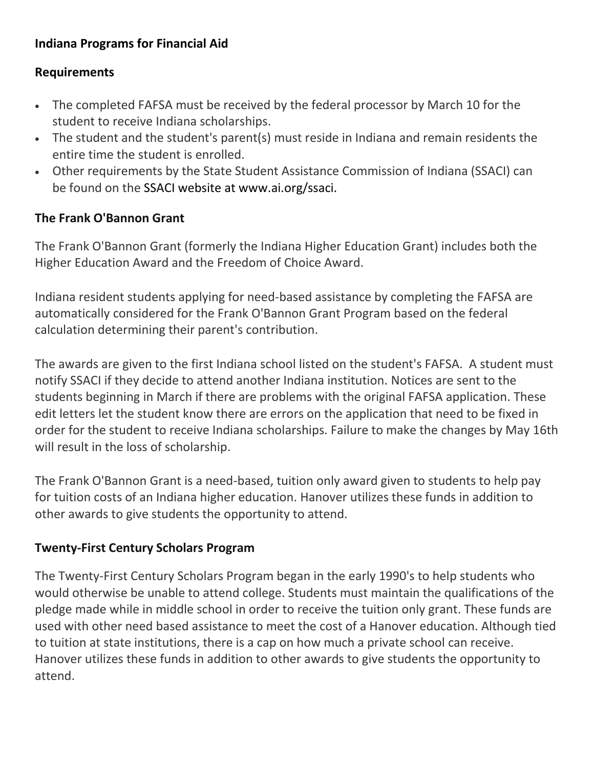**Indiana Programs for Financial Aid**

**Requirements**

- The completed FAFSA must be received by the federal processor by March 10 for the student to receive Indiana scholarships.
- The student and the student's parent(s) must reside in Indiana and remain residents the entire time the student is enrolled.
- Other requirements by the State Student Assistance Commission of Indiana (SSACI) can be found on the SSACI website at www.ai.org/ssaci.

**The Frank O'Bannon Grant**

The Frank O'Bannon Grant (formerly the Indiana Higher Education Grant) includes both the Higher Education Award and the Freedom of Choice Award.

Indiana resident students applying for need-based assistance by completing the FAFSA are automatically considered for the Frank O'Bannon Grant Program based on the federal calculation determining their parent's contribution.

The awards are given to the first Indiana school listed on the student's FAFSA. A student must notify SSACI if they decide to attend another Indiana institution. Notices are sent to the students beginning in March if there are problems with the original FAFSA application. These edit letters let the student know there are errors on the application that need to be fixed in order for the student to receive Indiana scholarships. Failure to make the changes by May 16th will result in the loss of scholarship.

The Frank O'Bannon Grant is a need-based, tuition only award given to students to help pay for tuition costs of an Indiana higher education. Hanover utilizes these funds in addition to other awards to give students the opportunity to attend.

**Twenty-First Century Scholars Program**

The Twenty-First Century Scholars Program began in the early 1990's to help students who would otherwise be unable to attend college. Students must maintain the qualifications of the pledge made while in middle school in order to receive the tuition only grant. These funds are used with other need based assistance to meet the cost of a Hanover education. Although tied to tuition at state institutions, there is a cap on how much a private school can receive. Hanover utilizes these funds in addition to other awards to give students the opportunity to attend.